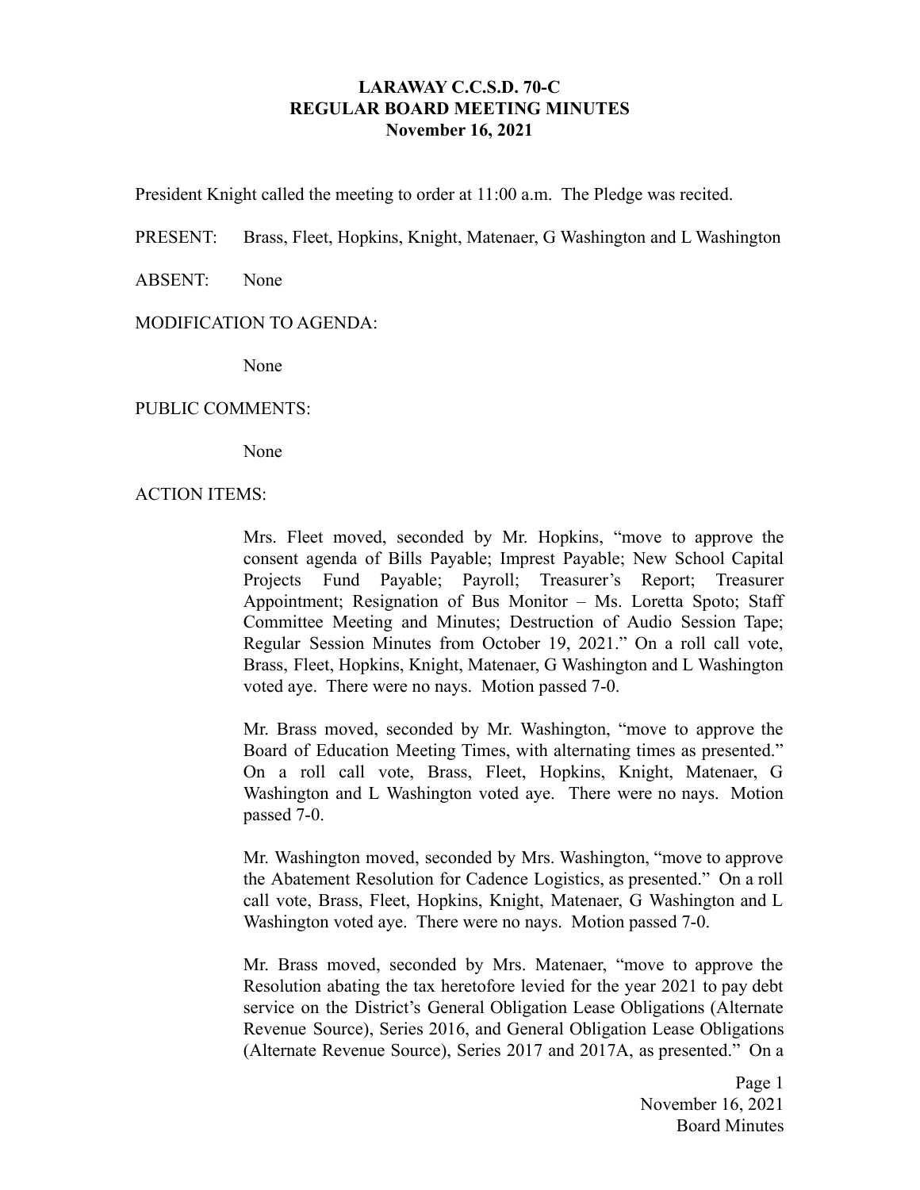# LARAWAY C.C.S.D. 70-C
## REGULAR BOARD MEETING MINUTES
### November 16, 2021

President Knight called the meeting to order at 11:00 a.m. The Pledge was recited.

PRESENT: Brass, Fleet, Hopkins, Knight, Matenaer, G Washington and L Washington

ABSENT: None

MODIFICATION TO AGENDA:

None

PUBLIC COMMENTS:

None

ACTION ITEMS:

Mrs. Fleet moved, seconded by Mr. Hopkins, "move to approve the consent agenda of Bills Payable; Imprest Payable; New School Capital Projects Fund Payable; Payroll; Treasurer's Report; Treasurer Appointment; Resignation of Bus Monitor – Ms. Loretta Spoto; Staff Committee Meeting and Minutes; Destruction of Audio Session Tape; Regular Session Minutes from October 19, 2021." On a roll call vote, Brass, Fleet, Hopkins, Knight, Matenaer, G Washington and L Washington voted aye. There were no nays. Motion passed 7-0.

Mr. Brass moved, seconded by Mr. Washington, "move to approve the Board of Education Meeting Times, with alternating times as presented." On a roll call vote, Brass, Fleet, Hopkins, Knight, Matenaer, G Washington and L Washington voted aye. There were no nays. Motion passed 7-0.

Mr. Washington moved, seconded by Mrs. Washington, "move to approve the Abatement Resolution for Cadence Logistics, as presented." On a roll call vote, Brass, Fleet, Hopkins, Knight, Matenaer, G Washington and L Washington voted aye. There were no nays. Motion passed 7-0.

Mr. Brass moved, seconded by Mrs. Matenaer, "move to approve the Resolution abating the tax heretofore levied for the year 2021 to pay debt service on the District's General Obligation Lease Obligations (Alternate Revenue Source), Series 2016, and General Obligation Lease Obligations (Alternate Revenue Source), Series 2017 and 2017A, as presented." On a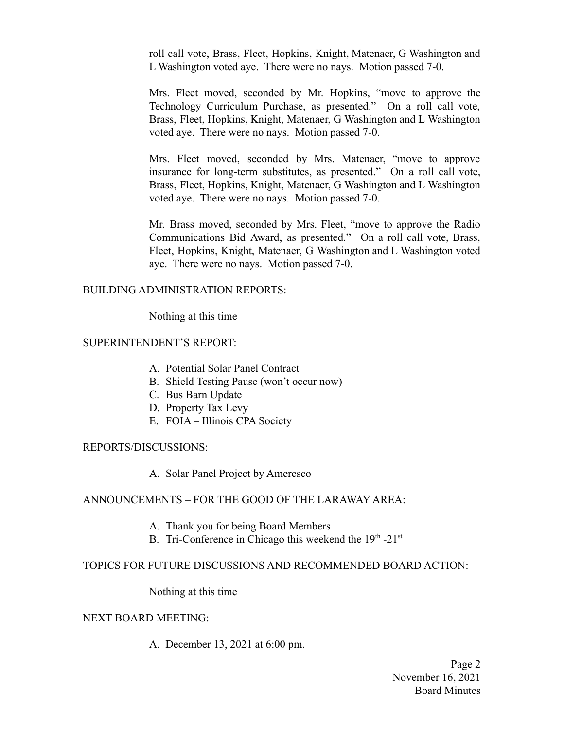roll call vote, Brass, Fleet, Hopkins, Knight, Matenaer, G Washington and L Washington voted aye. There were no nays. Motion passed 7-0.

Mrs. Fleet moved, seconded by Mr. Hopkins, "move to approve the Technology Curriculum Purchase, as presented." On a roll call vote, Brass, Fleet, Hopkins, Knight, Matenaer, G Washington and L Washington voted aye. There were no nays. Motion passed 7-0.

Mrs. Fleet moved, seconded by Mrs. Matenaer, "move to approve insurance for long-term substitutes, as presented." On a roll call vote, Brass, Fleet, Hopkins, Knight, Matenaer, G Washington and L Washington voted aye. There were no nays. Motion passed 7-0.

Mr. Brass moved, seconded by Mrs. Fleet, "move to approve the Radio Communications Bid Award, as presented." On a roll call vote, Brass, Fleet, Hopkins, Knight, Matenaer, G Washington and L Washington voted aye. There were no nays. Motion passed 7-0.

BUILDING ADMINISTRATION REPORTS:

Nothing at this time

SUPERINTENDENT'S REPORT:

A. Potential Solar Panel Contract
B. Shield Testing Pause (won't occur now)
C. Bus Barn Update
D. Property Tax Levy
E. FOIA – Illinois CPA Society

REPORTS/DISCUSSIONS:

A. Solar Panel Project by Ameresco

ANNOUNCEMENTS – FOR THE GOOD OF THE LARAWAY AREA:

A. Thank you for being Board Members
B. Tri-Conference in Chicago this weekend the 19th -21st

TOPICS FOR FUTURE DISCUSSIONS AND RECOMMENDED BOARD ACTION:

Nothing at this time

NEXT BOARD MEETING:

A. December 13, 2021 at 6:00 pm.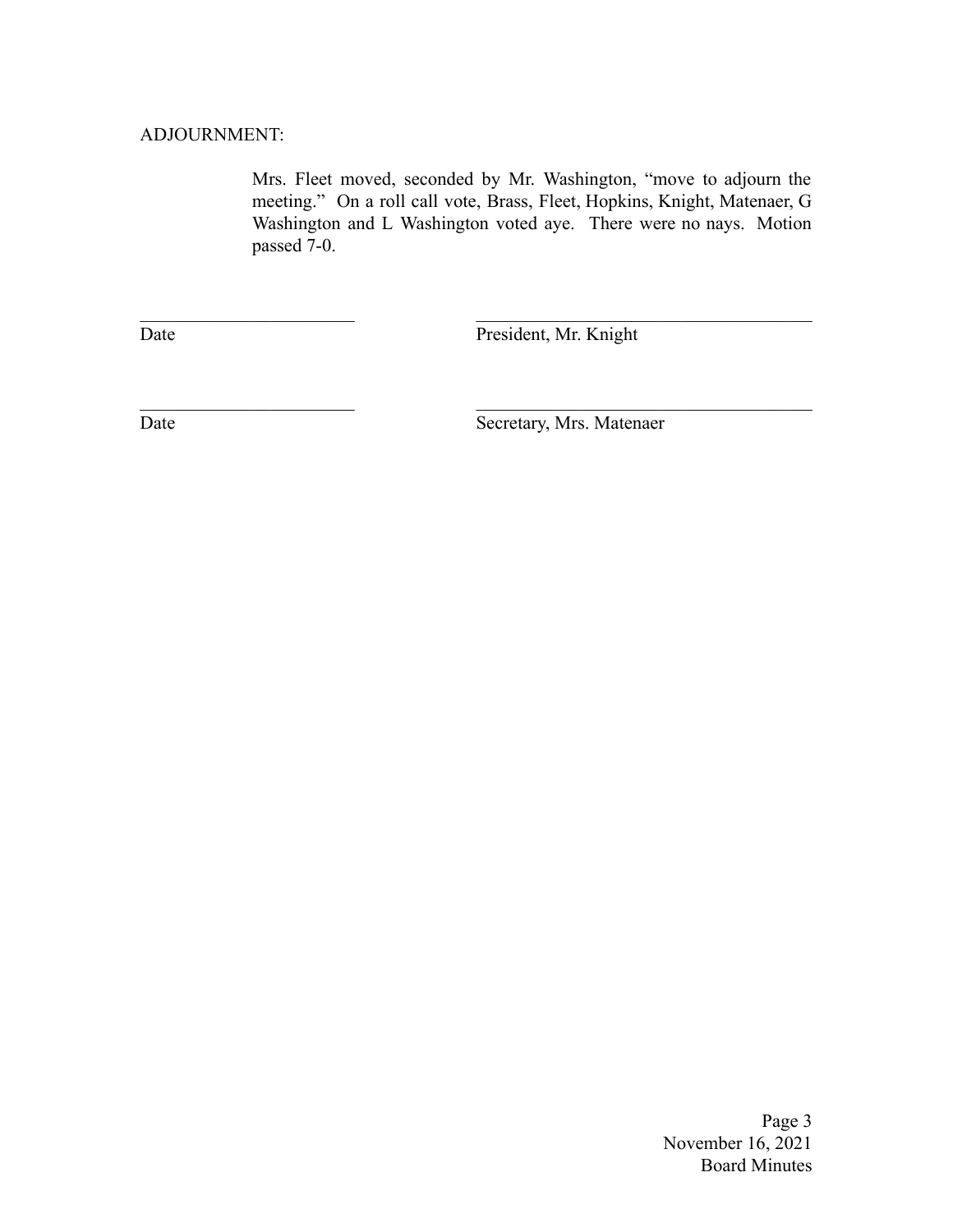ADJOURNMENT:

Mrs. Fleet moved, seconded by Mr. Washington, "move to adjourn the meeting." On a roll call vote, Brass, Fleet, Hopkins, Knight, Matenaer, G Washington and L Washington voted aye. There were no nays. Motion passed 7-0.

| | |
|---|---|
| ______________________ | __________________________________ |
| Date | President, Mr. Knight |
| ______________________ | __________________________________ |
| Date | Secretary, Mrs. Matenaer |